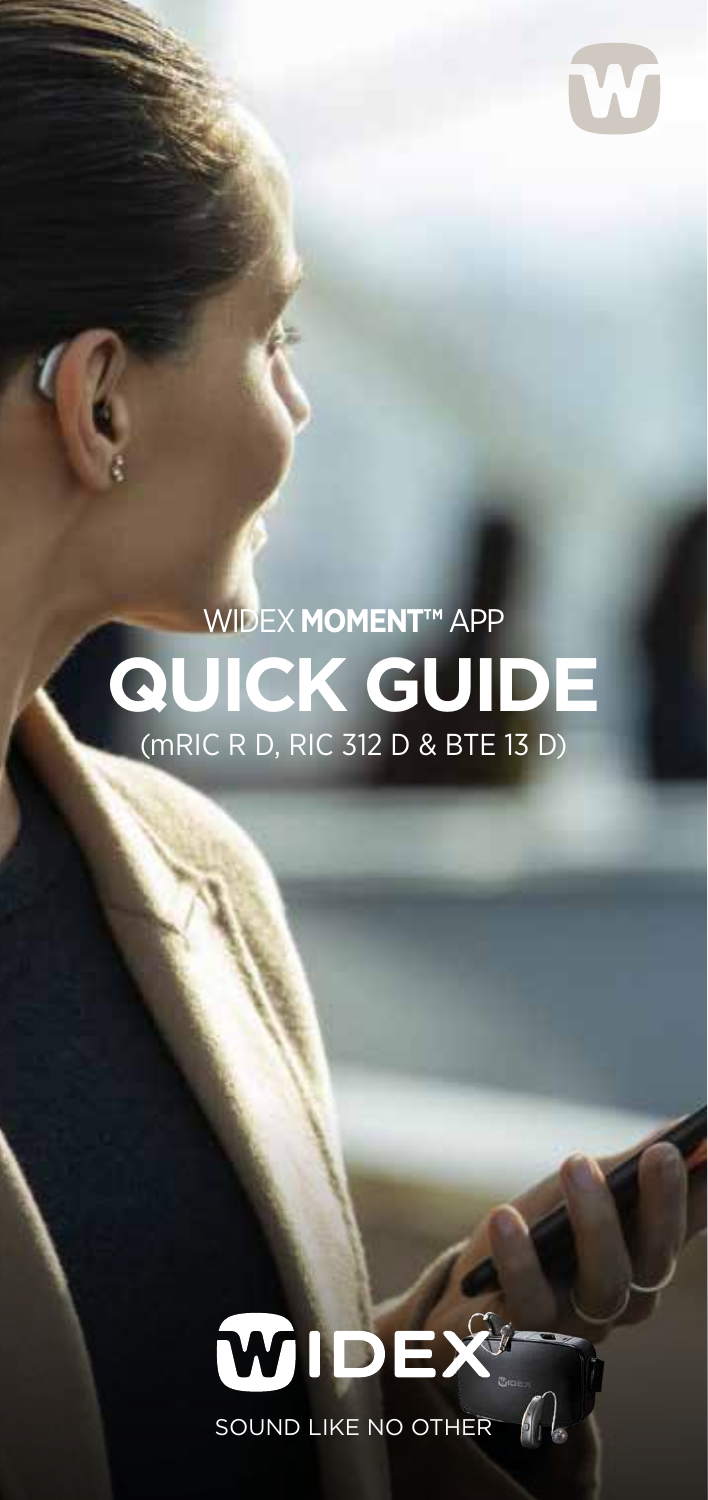WIDEX **MOMENT™** APP

# QUICK GUIDE

(mRIC R D, RIC 312 D & BTE 13 D)

WIDEX

SOUND LIKE NO OTHER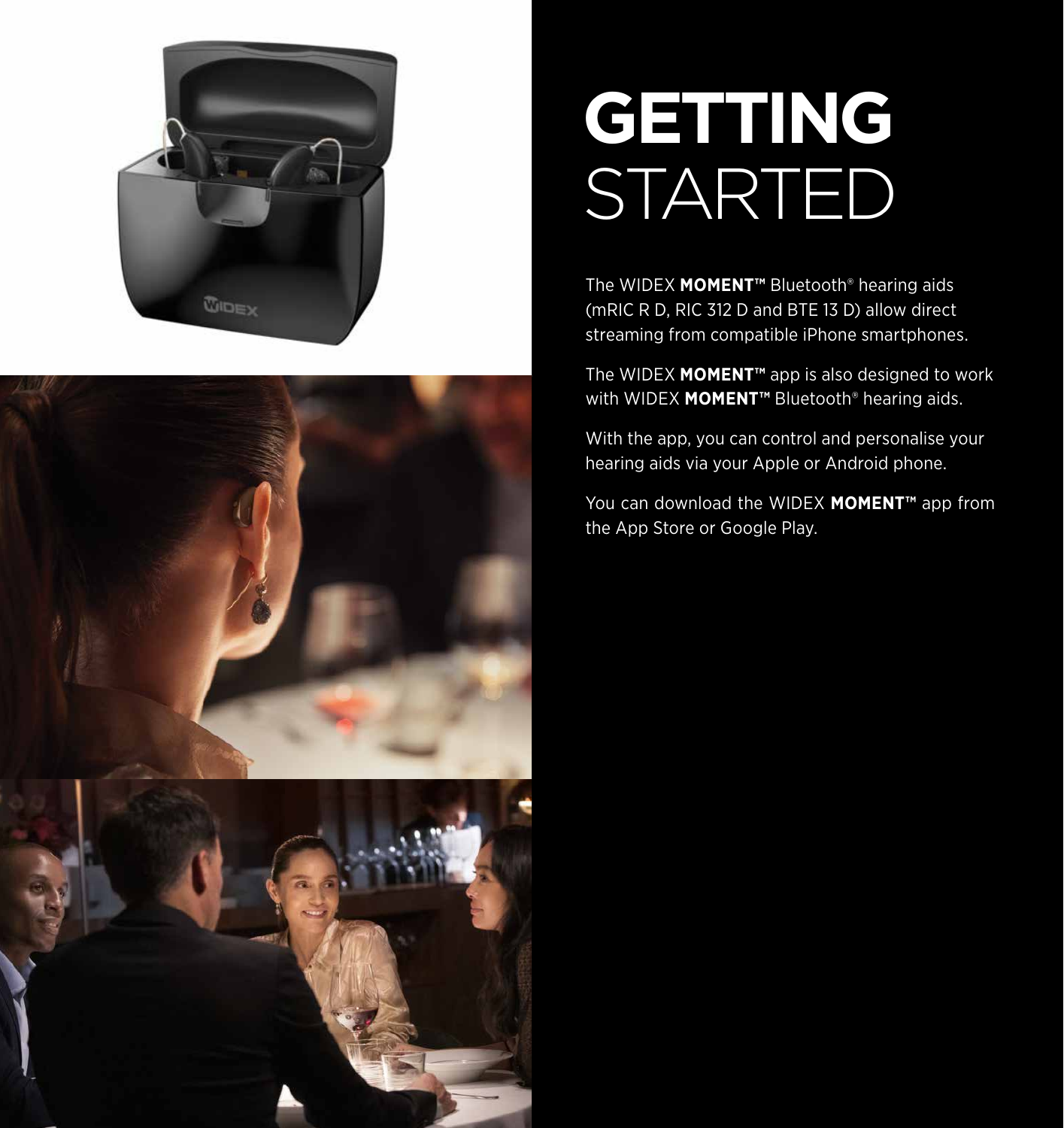# GETTING STARTED

The WIDEX **MOMENT™** Bluetooth® hearing aids (mRIC R D, RIC 312 D and BTE 13 D) allow direct streaming from compatible iPhone smartphones.

The WIDEX **MOMENT™** app is also designed to work with WIDEX **MOMENT™** Bluetooth® hearing aids.

With the app, you can control and personalise your hearing aids via your Apple or Android phone.

You can download the WIDEX **MOMENT™** app from the App Store or Google Play.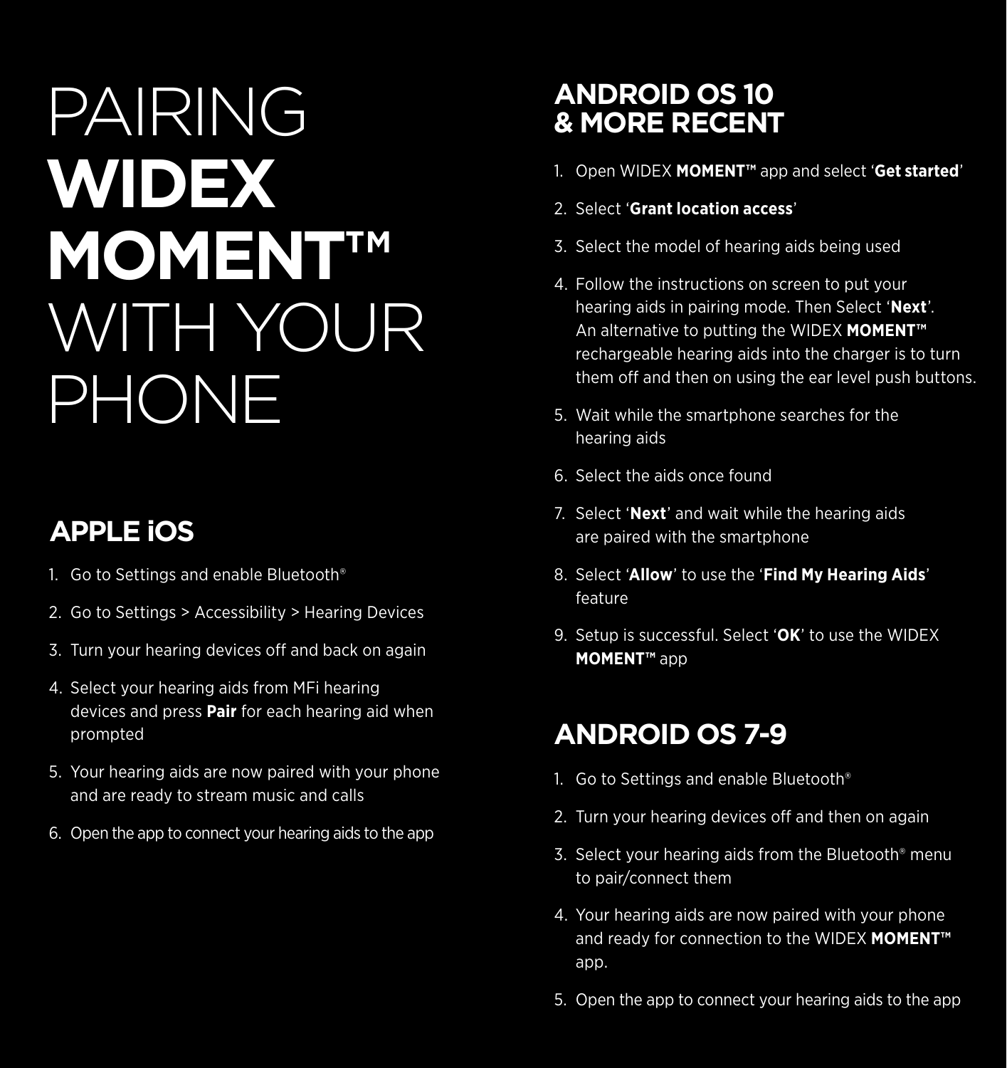# PAIRING **WIDEX MOMENT™** WITH YOUR PHONE

## APPLE iOS

1. Go to Settings and enable Bluetooth®
2. Go to Settings > Accessibility > Hearing Devices
3. Turn your hearing devices off and back on again
4. Select your hearing aids from MFi hearing devices and press **Pair** for each hearing aid when prompted
5. Your hearing aids are now paired with your phone and are ready to stream music and calls
6. Open the app to connect your hearing aids to the app

## ANDROID OS 10 & MORE RECENT

1. Open WIDEX **MOMENT™** app and select '**Get started**'
2. Select '**Grant location access**'
3. Select the model of hearing aids being used
4. Follow the instructions on screen to put your hearing aids in pairing mode. Then Select '**Next**'. An alternative to putting the WIDEX **MOMENT™** rechargeable hearing aids into the charger is to turn them off and then on using the ear level push buttons.
5. Wait while the smartphone searches for the hearing aids
6. Select the aids once found
7. Select '**Next**' and wait while the hearing aids are paired with the smartphone
8. Select '**Allow**' to use the '**Find My Hearing Aids**' feature
9. Setup is successful. Select '**OK**' to use the WIDEX **MOMENT™** app

## ANDROID OS 7-9

1. Go to Settings and enable Bluetooth®
2. Turn your hearing devices off and then on again
3. Select your hearing aids from the Bluetooth® menu to pair/connect them
4. Your hearing aids are now paired with your phone and ready for connection to the WIDEX **MOMENT™** app.
5. Open the app to connect your hearing aids to the app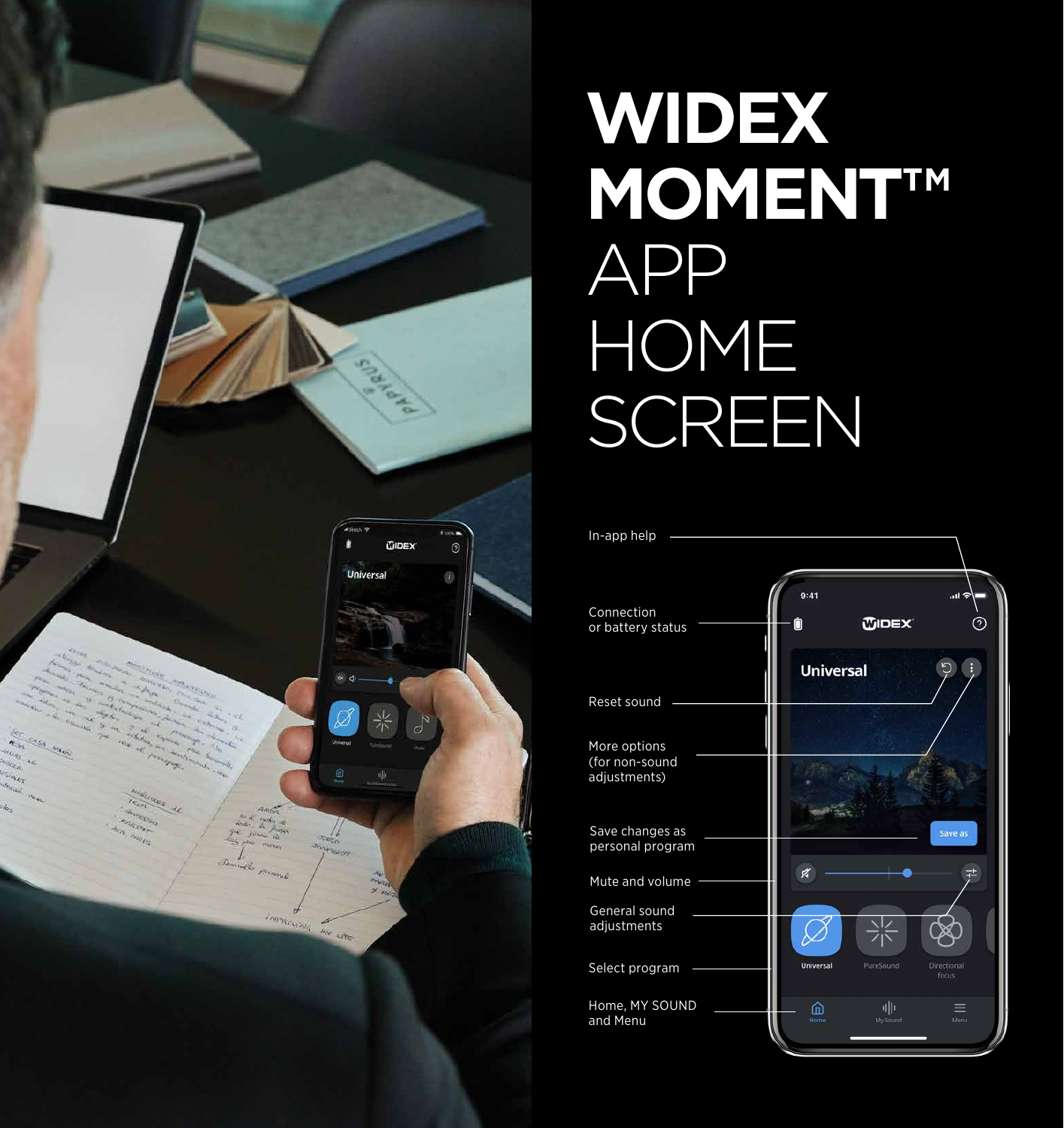# WIDEX MOMENT™ APP HOME SCREEN

- In-app help
- Connection or battery status
- Reset sound
- More options (for non-sound adjustments)
- Save changes as personal program
- Mute and volume
- General sound adjustments
- Select program
- Home, MY SOUND and Menu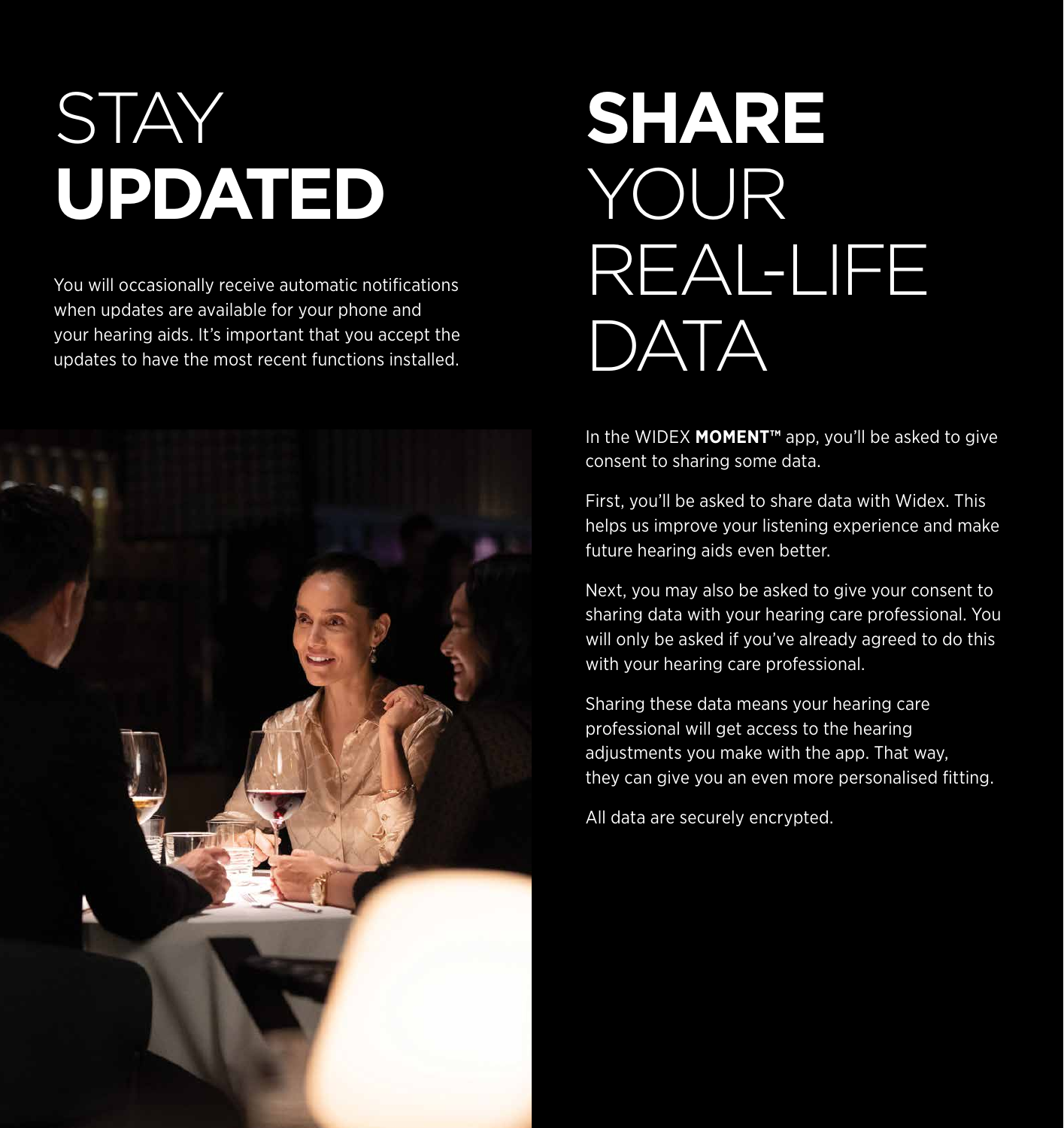# STAY **UPDATED**

You will occasionally receive automatic notifications when updates are available for your phone and your hearing aids. It's important that you accept the updates to have the most recent functions installed.

# **SHARE** YOUR REAL-LIFE DATA

In the WIDEX **MOMENT™** app, you'll be asked to give consent to sharing some data.

First, you'll be asked to share data with Widex. This helps us improve your listening experience and make future hearing aids even better.

Next, you may also be asked to give your consent to sharing data with your hearing care professional. You will only be asked if you've already agreed to do this with your hearing care professional.

Sharing these data means your hearing care professional will get access to the hearing adjustments you make with the app. That way, they can give you an even more personalised fitting.

All data are securely encrypted.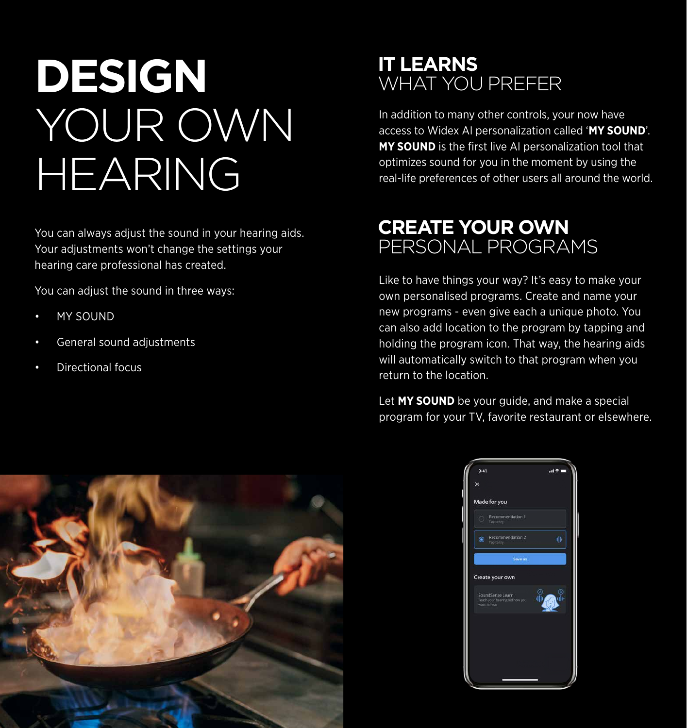# DESIGN YOUR OWN HEARING

You can always adjust the sound in your hearing aids. Your adjustments won't change the settings your hearing care professional has created.

You can adjust the sound in three ways:

- MY SOUND
- General sound adjustments
- Directional focus

## IT LEARNS WHAT YOU PREFER

In addition to many other controls, your now have access to Widex AI personalization called '**MY SOUND**'. **MY SOUND** is the first live AI personalization tool that optimizes sound for you in the moment by using the real-life preferences of other users all around the world.

## CREATE YOUR OWN PERSONAL PROGRAMS

Like to have things your way? It's easy to make your own personalised programs. Create and name your new programs - even give each a unique photo. You can also add location to the program by tapping and holding the program icon. That way, the hearing aids will automatically switch to that program when you return to the location.

Let **MY SOUND** be your guide, and make a special program for your TV, favorite restaurant or elsewhere.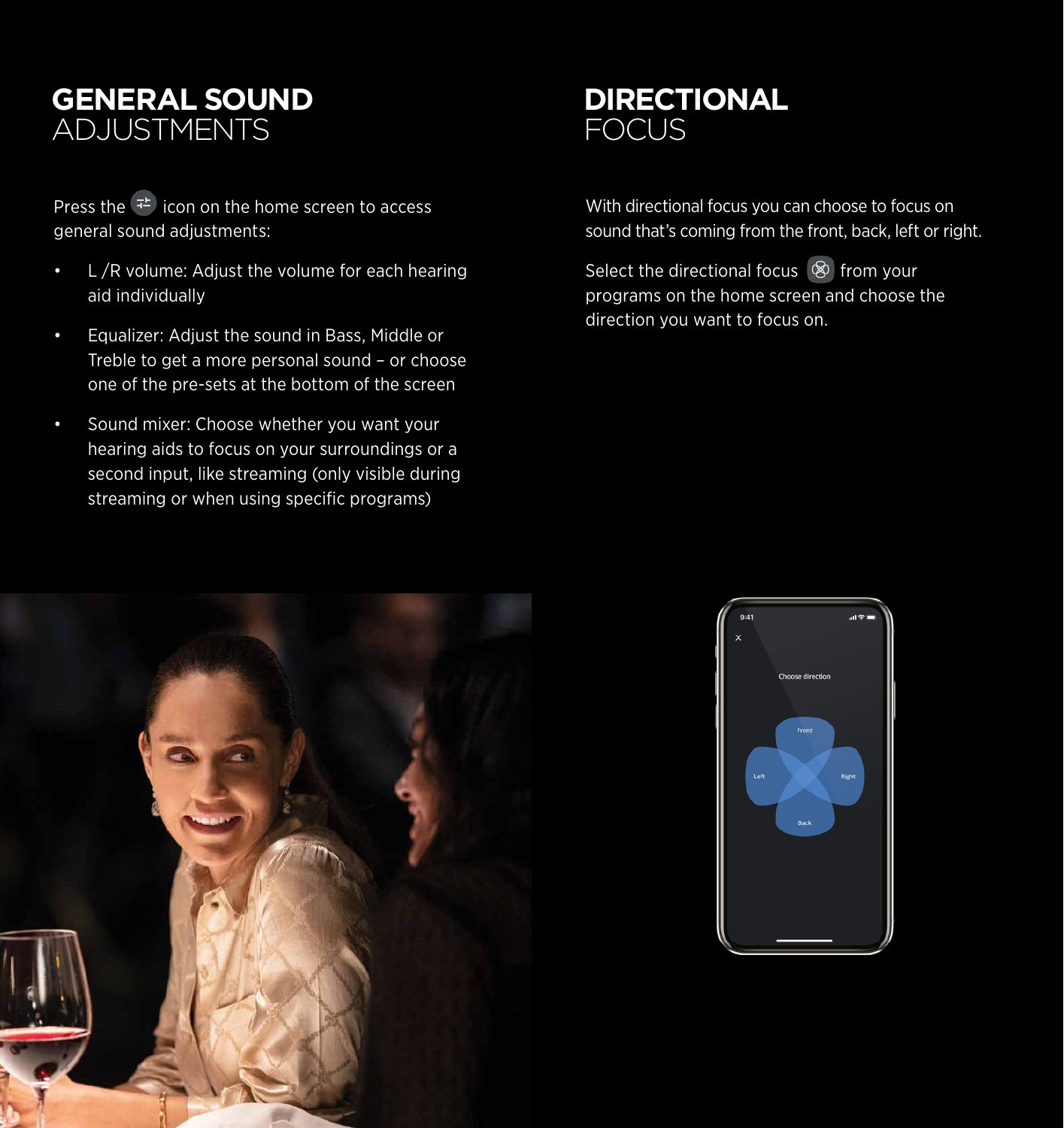# GENERAL SOUND ADJUSTMENTS

Press the icon on the home screen to access general sound adjustments:

- L /R volume: Adjust the volume for each hearing aid individually
- Equalizer: Adjust the sound in Bass, Middle or Treble to get a more personal sound – or choose one of the pre-sets at the bottom of the screen
- Sound mixer: Choose whether you want your hearing aids to focus on your surroundings or a second input, like streaming (only visible during streaming or when using specific programs)

# DIRECTIONAL FOCUS

With directional focus you can choose to focus on sound that's coming from the front, back, left or right.

Select the directional focus from your programs on the home screen and choose the direction you want to focus on.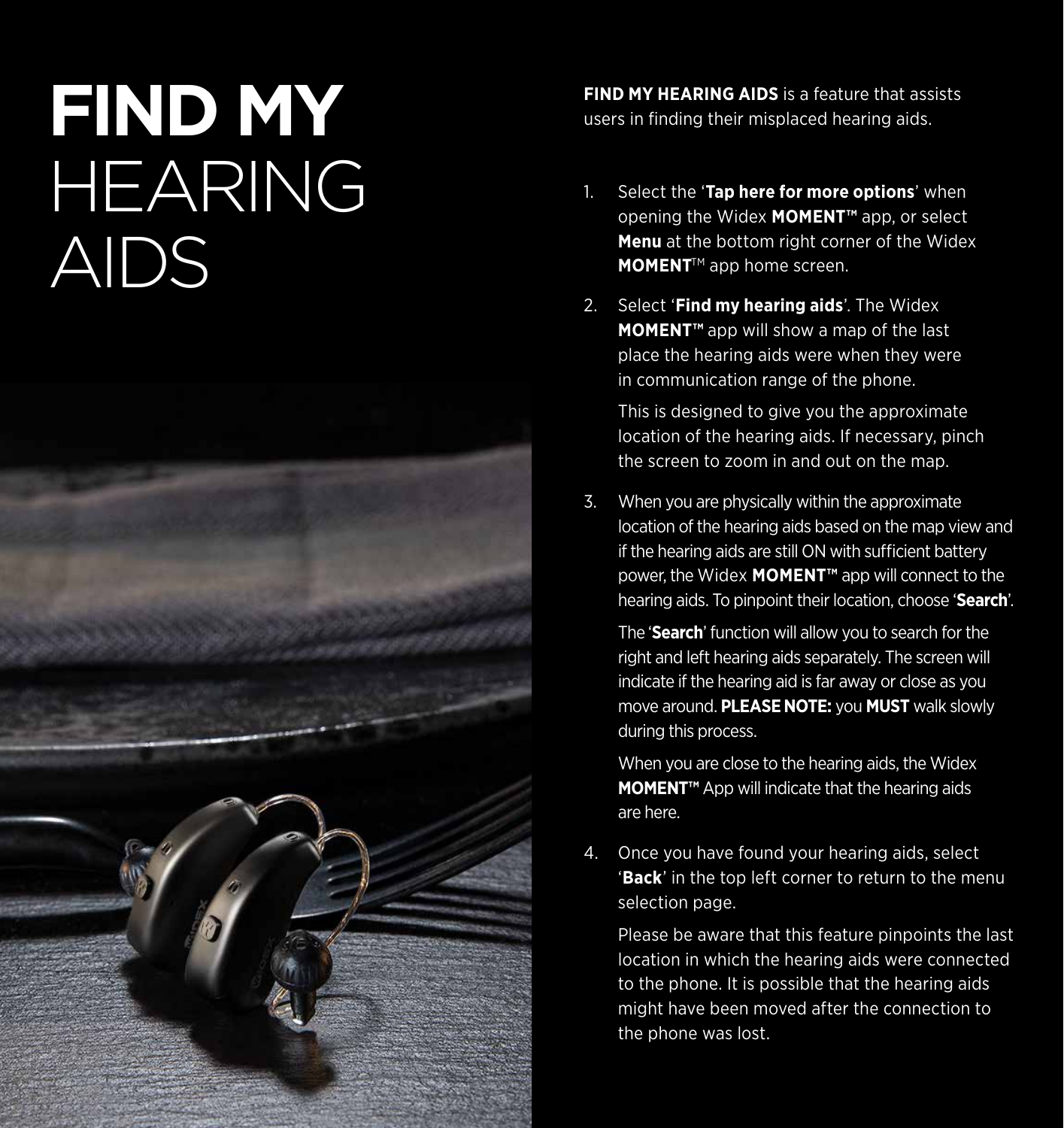# FIND MY HEARING AIDS

**FIND MY HEARING AIDS** is a feature that assists users in finding their misplaced hearing aids.

1. Select the '**Tap here for more options**' when opening the Widex **MOMENT™** app, or select **Menu** at the bottom right corner of the Widex **MOMENT**™ app home screen.
2. Select '**Find my hearing aids**'. The Widex **MOMENT™** app will show a map of the last place the hearing aids were when they were in communication range of the phone.

   This is designed to give you the approximate location of the hearing aids. If necessary, pinch the screen to zoom in and out on the map.
3. When you are physically within the approximate location of the hearing aids based on the map view and if the hearing aids are still ON with sufficient battery power, the Widex **MOMENT™** app will connect to the hearing aids. To pinpoint their location, choose '**Search**'.

   The '**Search**' function will allow you to search for the right and left hearing aids separately. The screen will indicate if the hearing aid is far away or close as you move around. **PLEASE NOTE:** you **MUST** walk slowly during this process.

   When you are close to the hearing aids, the Widex **MOMENT™** App will indicate that the hearing aids are here.
4. Once you have found your hearing aids, select '**Back**' in the top left corner to return to the menu selection page.

   Please be aware that this feature pinpoints the last location in which the hearing aids were connected to the phone. It is possible that the hearing aids might have been moved after the connection to the phone was lost.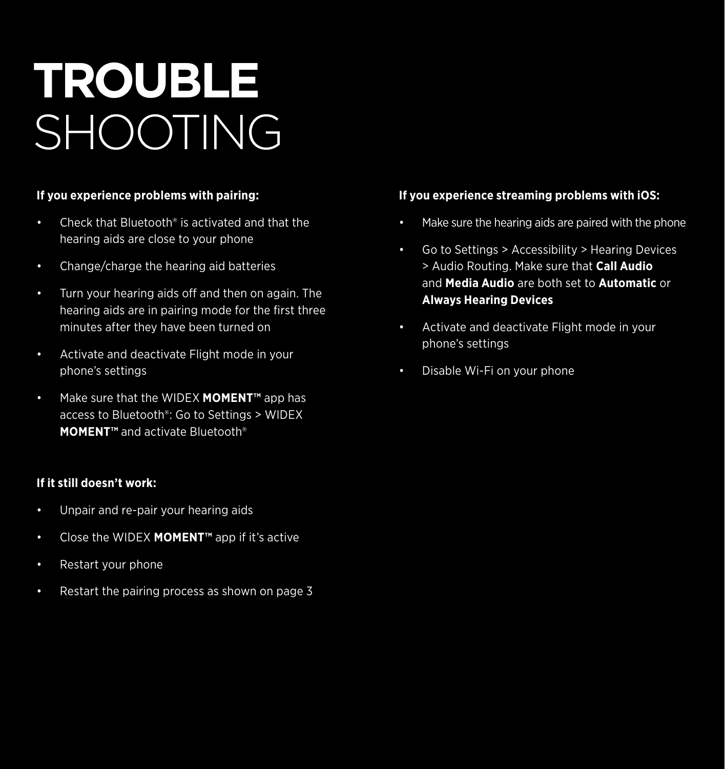# TROUBLE SHOOTING

**If you experience problems with pairing:**

- Check that Bluetooth® is activated and that the hearing aids are close to your phone
- Change/charge the hearing aid batteries
- Turn your hearing aids off and then on again. The hearing aids are in pairing mode for the first three minutes after they have been turned on
- Activate and deactivate Flight mode in your phone's settings
- Make sure that the WIDEX **MOMENT™** app has access to Bluetooth®: Go to Settings > WIDEX **MOMENT™** and activate Bluetooth®

**If it still doesn't work:**

- Unpair and re-pair your hearing aids
- Close the WIDEX **MOMENT™** app if it's active
- Restart your phone
- Restart the pairing process as shown on page 3

**If you experience streaming problems with iOS:**

- Make sure the hearing aids are paired with the phone
- Go to Settings > Accessibility > Hearing Devices > Audio Routing. Make sure that **Call Audio** and **Media Audio** are both set to **Automatic** or **Always Hearing Devices**
- Activate and deactivate Flight mode in your phone's settings
- Disable Wi-Fi on your phone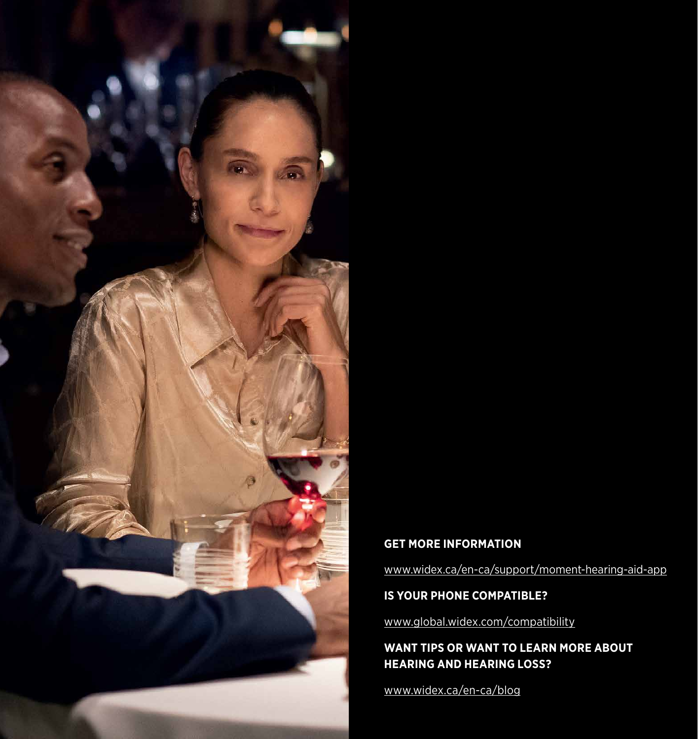**GET MORE INFORMATION**

www.widex.ca/en-ca/support/moment-hearing-aid-app

**IS YOUR PHONE COMPATIBLE?**

www.global.widex.com/compatibility

**WANT TIPS OR WANT TO LEARN MORE ABOUT HEARING AND HEARING LOSS?**

www.widex.ca/en-ca/blog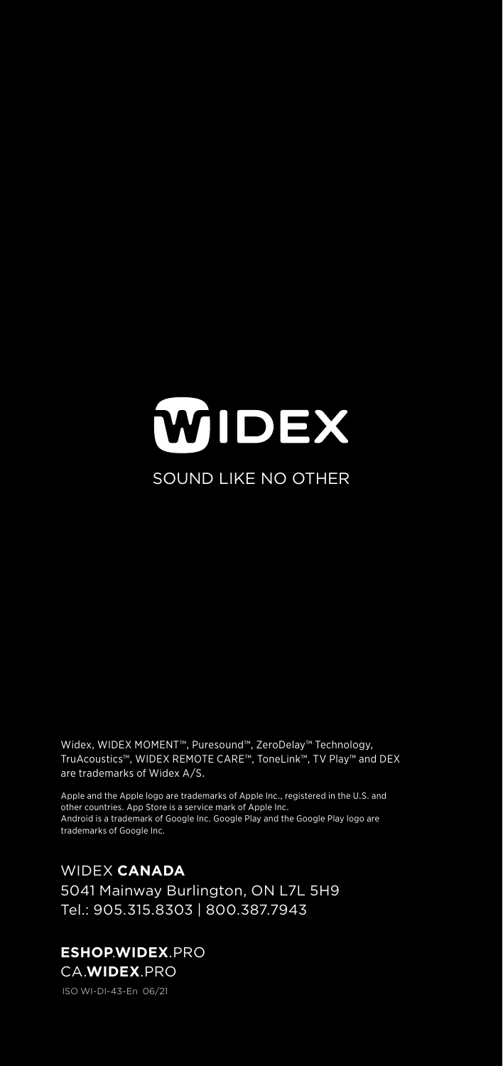# WIDEX

SOUND LIKE NO OTHER

Widex, WIDEX MOMENT™, Puresound™, ZeroDelay™ Technology, TruAcoustics™, WIDEX REMOTE CARE™, ToneLink™, TV Play™ and DEX are trademarks of Widex A/S.

Apple and the Apple logo are trademarks of Apple Inc., registered in the U.S. and other countries. App Store is a service mark of Apple Inc.
Android is a trademark of Google Inc. Google Play and the Google Play logo are trademarks of Google Inc.

WIDEX **CANADA**
5041 Mainway Burlington, ON L7L 5H9
Tel.: 905.315.8303 | 800.387.7943

**ESHOP.WIDEX**.PRO
CA.**WIDEX**.PRO

ISO WI-DI-43-En 06/21